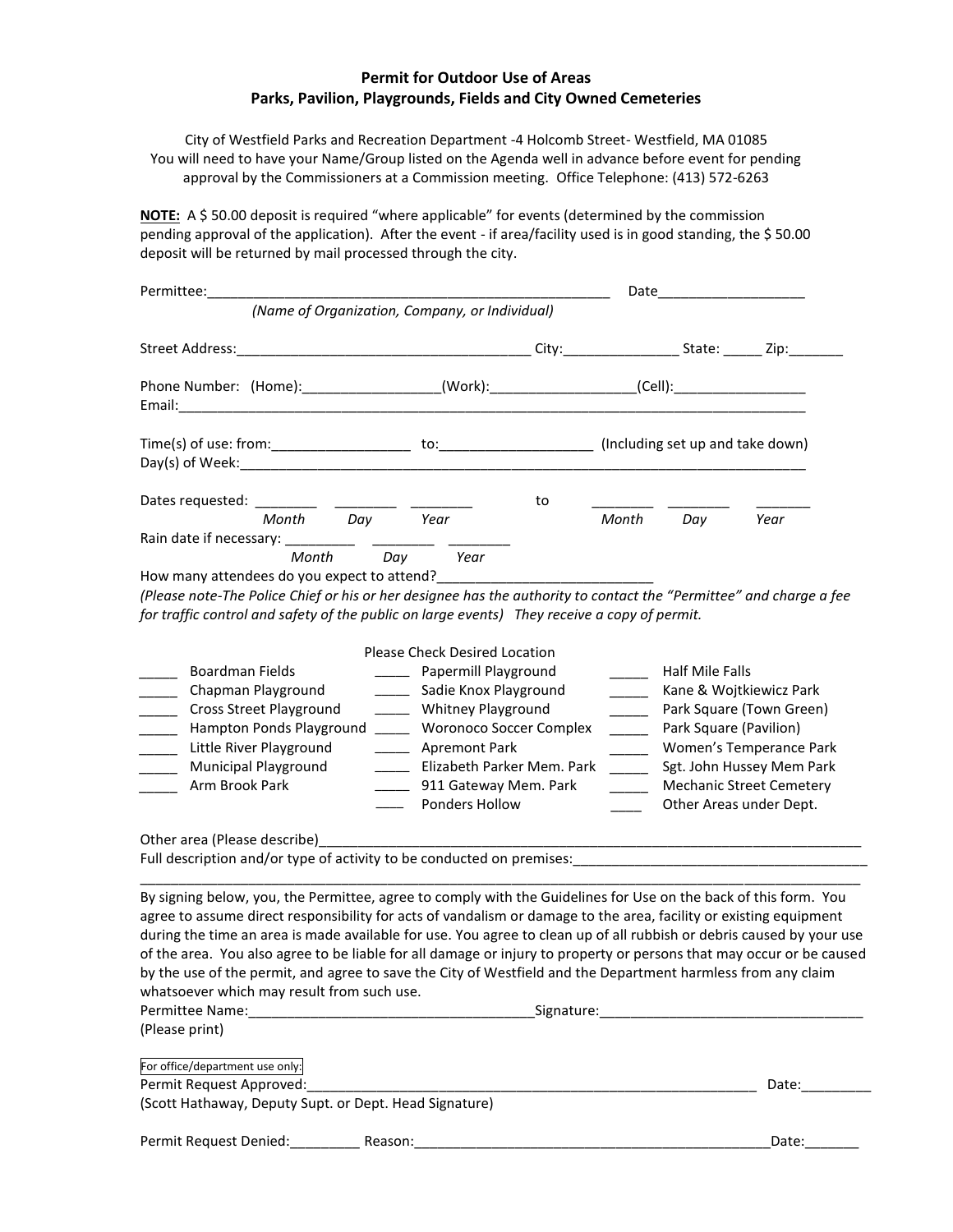# Permit for Outdoor Use of Areas
## Parks, Pavilion, Playgrounds, Fields and City Owned Cemeteries

City of Westfield Parks and Recreation Department -4 Holcomb Street- Westfield, MA 01085
You will need to have your Name/Group listed on the Agenda well in advance before event for pending approval by the Commissioners at a Commission meeting. Office Telephone: (413) 572-6263

**NOTE:** A $ 50.00 deposit is required "where applicable" for events (determined by the commission pending approval of the application). After the event - if area/facility used is in good standing, the $ 50.00 deposit will be returned by mail processed through the city.

Permittee:_____________________________________________________ Date___________________
*(Name of Organization, Company, or Individual)*

Street Address:_____________________________________ City:______________ State: _____ Zip:_______

Phone Number: (Home):_________________(Work):__________________(Cell):_________________
Email:_________________________________________________________________________________

Time(s) of use: from:_________________ to:___________________ (Including set up and take down)
Day(s) of Week:________________________________________________________________________

Dates requested: ________ ________ ________ to ________ ________ _______
Month Day Year Month Day Year

Rain date if necessary: _________ ________ ________
Month Day Year

How many attendees do you expect to attend?___________________________

*(Please note-The Police Chief or his or her designee has the authority to contact the "Permittee" and charge a fee for traffic control and safety of the public on large events) They receive a copy of permit.*

Please Check Desired Location

| | | | | | |
|---|---|---|---|---|---|
| _____ | Boardman Fields | _____ | Papermill Playground | _____ | Half Mile Falls |
| _____ | Chapman Playground | _____ | Sadie Knox Playground | _____ | Kane & Wojtkiewicz Park |
| _____ | Cross Street Playground | _____ | Whitney Playground | _____ | Park Square (Town Green) |
| _____ | Hampton Ponds Playground | _____ | Woronoco Soccer Complex | _____ | Park Square (Pavilion) |
| _____ | Little River Playground | _____ | Apremont Park | _____ | Women's Temperance Park |
| _____ | Municipal Playground | _____ | Elizabeth Parker Mem. Park | _____ | Sgt. John Hussey Mem Park |
| _____ | Arm Brook Park | _____ | 911 Gateway Mem. Park | _____ | Mechanic Street Cemetery |
| | | ____ | Ponders Hollow | ____ | Other Areas under Dept. |

Other area (Please describe)_________________________________________________________________________
Full description and/or type of activity to be conducted on premises:______________________________________
___________________________________________________________________________________________

By signing below, you, the Permittee, agree to comply with the Guidelines for Use on the back of this form. You agree to assume direct responsibility for acts of vandalism or damage to the area, facility or existing equipment during the time an area is made available for use. You agree to clean up of all rubbish or debris caused by your use of the area. You also agree to be liable for all damage or injury to property or persons that may occur or be caused by the use of the permit, and agree to save the City of Westfield and the Department harmless from any claim whatsoever which may result from such use.

Permittee Name:____________________________________Signature:__________________________________
(Please print)

For office/department use only:

Permit Request Approved:______________________________________________________________ Date:_________
(Scott Hathaway, Deputy Supt. or Dept. Head Signature)

Permit Request Denied:_________ Reason:______________________________________________Date:_______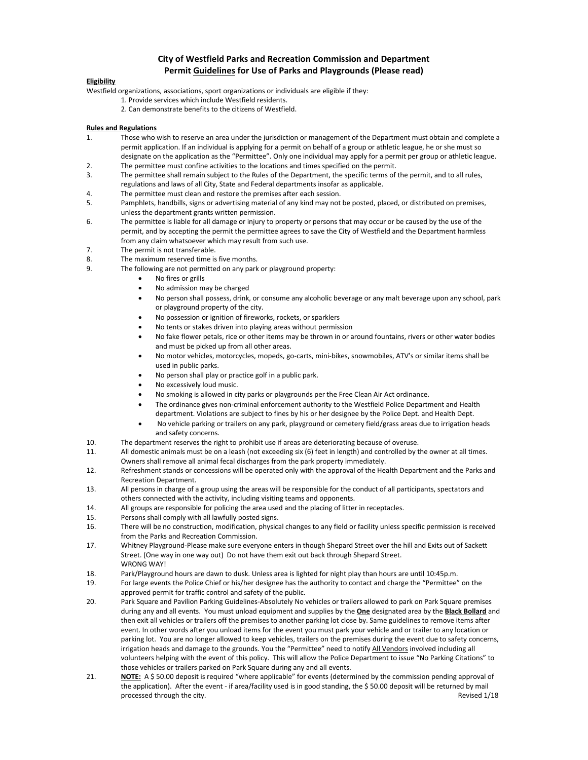# City of Westfield Parks and Recreation Commission and Department
## Permit Guidelines for Use of Parks and Playgrounds (Please read)

**Eligibility**

Westfield organizations, associations, sport organizations or individuals are eligible if they:

1. Provide services which include Westfield residents.
2. Can demonstrate benefits to the citizens of Westfield.

**Rules and Regulations**

1. Those who wish to reserve an area under the jurisdiction or management of the Department must obtain and complete a permit application. If an individual is applying for a permit on behalf of a group or athletic league, he or she must so designate on the application as the "Permittee". Only one individual may apply for a permit per group or athletic league.
2. The permittee must confine activities to the locations and times specified on the permit.
3. The permittee shall remain subject to the Rules of the Department, the specific terms of the permit, and to all rules, regulations and laws of all City, State and Federal departments insofar as applicable.
4. The permittee must clean and restore the premises after each session.
5. Pamphlets, handbills, signs or advertising material of any kind may not be posted, placed, or distributed on premises, unless the department grants written permission.
6. The permittee is liable for all damage or injury to property or persons that may occur or be caused by the use of the permit, and by accepting the permit the permittee agrees to save the City of Westfield and the Department harmless from any claim whatsoever which may result from such use.
7. The permit is not transferable.
8. The maximum reserved time is five months.
9. The following are not permitted on any park or playground property:
   - No fires or grills
   - No admission may be charged
   - No person shall possess, drink, or consume any alcoholic beverage or any malt beverage upon any school, park or playground property of the city.
   - No possession or ignition of fireworks, rockets, or sparklers
   - No tents or stakes driven into playing areas without permission
   - No fake flower petals, rice or other items may be thrown in or around fountains, rivers or other water bodies and must be picked up from all other areas.
   - No motor vehicles, motorcycles, mopeds, go-carts, mini-bikes, snowmobiles, ATV's or similar items shall be used in public parks.
   - No person shall play or practice golf in a public park.
   - No excessively loud music.
   - No smoking is allowed in city parks or playgrounds per the Free Clean Air Act ordinance.
   - The ordinance gives non-criminal enforcement authority to the Westfield Police Department and Health department. Violations are subject to fines by his or her designee by the Police Dept. and Health Dept.
   - No vehicle parking or trailers on any park, playground or cemetery field/grass areas due to irrigation heads and safety concerns.
10. The department reserves the right to prohibit use if areas are deteriorating because of overuse.
11. All domestic animals must be on a leash (not exceeding six (6) feet in length) and controlled by the owner at all times. Owners shall remove all animal fecal discharges from the park property immediately.
12. Refreshment stands or concessions will be operated only with the approval of the Health Department and the Parks and Recreation Department.
13. All persons in charge of a group using the areas will be responsible for the conduct of all participants, spectators and others connected with the activity, including visiting teams and opponents.
14. All groups are responsible for policing the area used and the placing of litter in receptacles.
15. Persons shall comply with all lawfully posted signs.
16. There will be no construction, modification, physical changes to any field or facility unless specific permission is received from the Parks and Recreation Commission.
17. Whitney Playground-Please make sure everyone enters in though Shepard Street over the hill and Exits out of Sackett Street. (One way in one way out) Do not have them exit out back through Shepard Street. WRONG WAY!
18. Park/Playground hours are dawn to dusk. Unless area is lighted for night play than hours are until 10:45p.m.
19. For large events the Police Chief or his/her designee has the authority to contact and charge the "Permittee" on the approved permit for traffic control and safety of the public.
20. Park Square and Pavilion Parking Guidelines-Absolutely No vehicles or trailers allowed to park on Park Square premises during any and all events. You must unload equipment and supplies by the <u>**One**</u> designated area by the <u>**Black Bollard**</u> and then exit all vehicles or trailers off the premises to another parking lot close by. Same guidelines to remove items after event. In other words after you unload items for the event you must park your vehicle and or trailer to any location or parking lot. You are no longer allowed to keep vehicles, trailers on the premises during the event due to safety concerns, irrigation heads and damage to the grounds. You the "Permittee" need to notify <u>All Vendors</u> involved including all volunteers helping with the event of this policy. This will allow the Police Department to issue "No Parking Citations" to those vehicles or trailers parked on Park Square during any and all events.
21. <u>**NOTE:**</u> A $ 50.00 deposit is required "where applicable" for events (determined by the commission pending approval of the application). After the event - if area/facility used is in good standing, the $ 50.00 deposit will be returned by mail processed through the city.

Revised 1/18